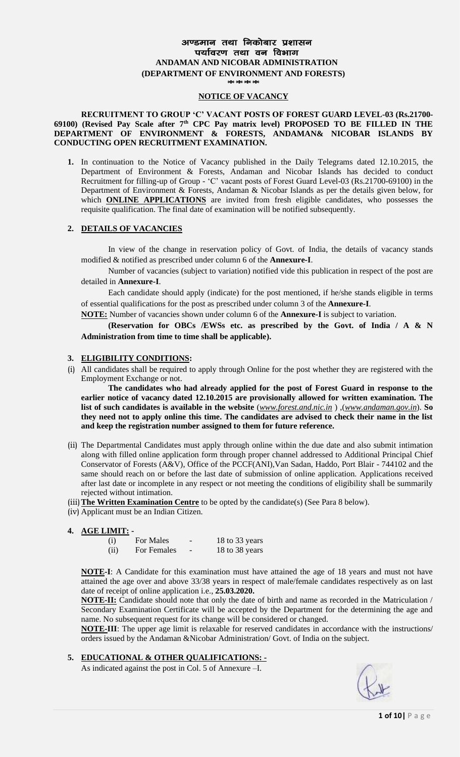# अण्डमान तथा निकोबार प्रशासन
## पर्यावरण तथा वन विभाग
## ANDAMAN AND NICOBAR ADMINISTRATION
## (DEPARTMENT OF ENVIRONMENT AND FORESTS)

\*\*\*\*

### NOTICE OF VACANCY

**RECRUITMENT TO GROUP 'C' VACANT POSTS OF FOREST GUARD LEVEL-03 (Rs.21700-69100) (Revised Pay Scale after 7th CPC Pay matrix level) PROPOSED TO BE FILLED IN THE DEPARTMENT OF ENVIRONMENT & FORESTS, ANDAMAN& NICOBAR ISLANDS BY CONDUCTING OPEN RECRUITMENT EXAMINATION.**

**1.** In continuation to the Notice of Vacancy published in the Daily Telegrams dated 12.10.2015, the Department of Environment & Forests, Andaman and Nicobar Islands has decided to conduct Recruitment for filling-up of Group - 'C' vacant posts of Forest Guard Level-03 (Rs.21700-69100) in the Department of Environment & Forests, Andaman & Nicobar Islands as per the details given below, for which **ONLINE APPLICATIONS** are invited from fresh eligible candidates, who possesses the requisite qualification. The final date of examination will be notified subsequently.

**2. DETAILS OF VACANCIES**

In view of the change in reservation policy of Govt. of India, the details of vacancy stands modified & notified as prescribed under column 6 of the **Annexure-I**.

Number of vacancies (subject to variation) notified vide this publication in respect of the post are detailed in **Annexure-I**.

Each candidate should apply (indicate) for the post mentioned, if he/she stands eligible in terms of essential qualifications for the post as prescribed under column 3 of the **Annexure-I**.

**NOTE:** Number of vacancies shown under column 6 of the **Annexure-I** is subject to variation.

**(Reservation for OBCs /EWSs etc. as prescribed by the Govt. of India / A & N Administration from time to time shall be applicable).**

**3. ELIGIBILITY CONDITIONS:**

(i) All candidates shall be required to apply through Online for the post whether they are registered with the Employment Exchange or not.

**The candidates who had already applied for the post of Forest Guard in response to the earlier notice of vacancy dated 12.10.2015 are provisionally allowed for written examination. The list of such candidates is available in the website** (*www.forest.and.nic.in* ) ,(*www.andaman.gov.in*). **So they need not to apply online this time. The candidates are advised to check their name in the list and keep the registration number assigned to them for future reference.**

(ii) The Departmental Candidates must apply through online within the due date and also submit intimation along with filled online application form through proper channel addressed to Additional Principal Chief Conservator of Forests (A&V), Office of the PCCF(ANI),Van Sadan, Haddo, Port Blair - 744102 and the same should reach on or before the last date of submission of online application. Applications received after last date or incomplete in any respect or not meeting the conditions of eligibility shall be summarily rejected without intimation.

(iii) **The Written Examination Centre** to be opted by the candidate(s) (See Para 8 below).

(iv) Applicant must be an Indian Citizen.

**4. AGE LIMIT: -**

| | | | |
|---|---|---|---|
| (i) | For Males | - | 18 to 33 years |
| (ii) | For Females | - | 18 to 38 years |

**NOTE-I**: A Candidate for this examination must have attained the age of 18 years and must not have attained the age over and above 33/38 years in respect of male/female candidates respectively as on last date of receipt of online application i.e., **25.03.2020.**

**NOTE-II:** Candidate should note that only the date of birth and name as recorded in the Matriculation / Secondary Examination Certificate will be accepted by the Department for the determining the age and name. No subsequent request for its change will be considered or changed.

**NOTE-III**: The upper age limit is relaxable for reserved candidates in accordance with the instructions/ orders issued by the Andaman &Nicobar Administration/ Govt. of India on the subject.

**5. EDUCATIONAL & OTHER QUALIFICATIONS: -**

As indicated against the post in Col. 5 of Annexure –I.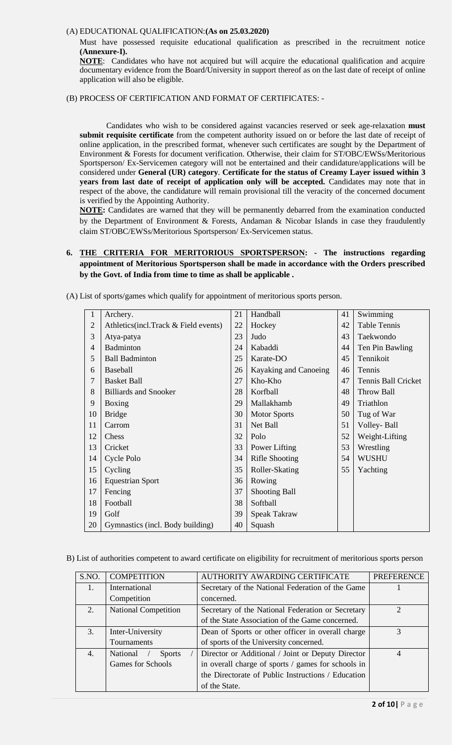(A) EDUCATIONAL QUALIFICATION:**(As on 25.03.2020)**

Must have possessed requisite educational qualification as prescribed in the recruitment notice **(Annexure-I).**

**NOTE**: Candidates who have not acquired but will acquire the educational qualification and acquire documentary evidence from the Board/University in support thereof as on the last date of receipt of online application will also be eligible.

(B) PROCESS OF CERTIFICATION AND FORMAT OF CERTIFICATES: -

Candidates who wish to be considered against vacancies reserved or seek age-relaxation **must submit requisite certificate** from the competent authority issued on or before the last date of receipt of online application, in the prescribed format, whenever such certificates are sought by the Department of Environment & Forests for document verification. Otherwise, their claim for ST/OBC/EWSs/Meritorious Sportsperson/ Ex-Servicemen category will not be entertained and their candidature/applications will be considered under **General (UR) category**. **Certificate for the status of Creamy Layer issued within 3 years from last date of receipt of application only will be accepted.** Candidates may note that in respect of the above, the candidature will remain provisional till the veracity of the concerned document is verified by the Appointing Authority.

**NOTE:** Candidates are warned that they will be permanently debarred from the examination conducted by the Department of Environment & Forests, Andaman & Nicobar Islands in case they fraudulently claim ST/OBC/EWSs/Meritorious Sportsperson/ Ex-Servicemen status.

**6. THE CRITERIA FOR MERITORIOUS SPORTSPERSON: - The instructions regarding appointment of Meritorious Sportsperson shall be made in accordance with the Orders prescribed by the Govt. of India from time to time as shall be applicable .**

(A) List of sports/games which qualify for appointment of meritorious sports person.

| | | | | | |
|---|---|---|---|---|---|
| 1 | Archery. | 21 | Handball | 41 | Swimming |
| 2 | Athletics(incl.Track & Field events) | 22 | Hockey | 42 | Table Tennis |
| 3 | Atya-patya | 23 | Judo | 43 | Taekwondo |
| 4 | Badminton | 24 | Kabaddi | 44 | Ten Pin Bawling |
| 5 | Ball Badminton | 25 | Karate-DO | 45 | Tennikoit |
| 6 | Baseball | 26 | Kayaking and Canoeing | 46 | Tennis |
| 7 | Basket Ball | 27 | Kho-Kho | 47 | Tennis Ball Cricket |
| 8 | Billiards and Snooker | 28 | Korfball | 48 | Throw Ball |
| 9 | Boxing | 29 | Mallakhamb | 49 | Triathlon |
| 10 | Bridge | 30 | Motor Sports | 50 | Tug of War |
| 11 | Carrom | 31 | Net Ball | 51 | Volley- Ball |
| 12 | Chess | 32 | Polo | 52 | Weight-Lifting |
| 13 | Cricket | 33 | Power Lifting | 53 | Wrestling |
| 14 | Cycle Polo | 34 | Rifle Shooting | 54 | WUSHU |
| 15 | Cycling | 35 | Roller-Skating | 55 | Yachting |
| 16 | Equestrian Sport | 36 | Rowing | | |
| 17 | Fencing | 37 | Shooting Ball | | |
| 18 | Football | 38 | Softball | | |
| 19 | Golf | 39 | Speak Takraw | | |
| 20 | Gymnastics (incl. Body building) | 40 | Squash | | |

B) List of authorities competent to award certificate on eligibility for recruitment of meritorious sports person

| S.NO. | COMPETITION | AUTHORITY AWARDING CERTIFICATE | PREFERENCE |
|---|---|---|---|
| 1. | International Competition | Secretary of the National Federation of the Game concerned. | 1 |
| 2. | National Competition | Secretary of the National Federation or Secretary of the State Association of the Game concerned. | 2 |
| 3. | Inter-University Tournaments | Dean of Sports or other officer in overall charge of sports of the University concerned. | 3 |
| 4. | National / Sports / Games for Schools | Director or Additional / Joint or Deputy Director in overall charge of sports / games for schools in the Directorate of Public Instructions / Education of the State. | 4 |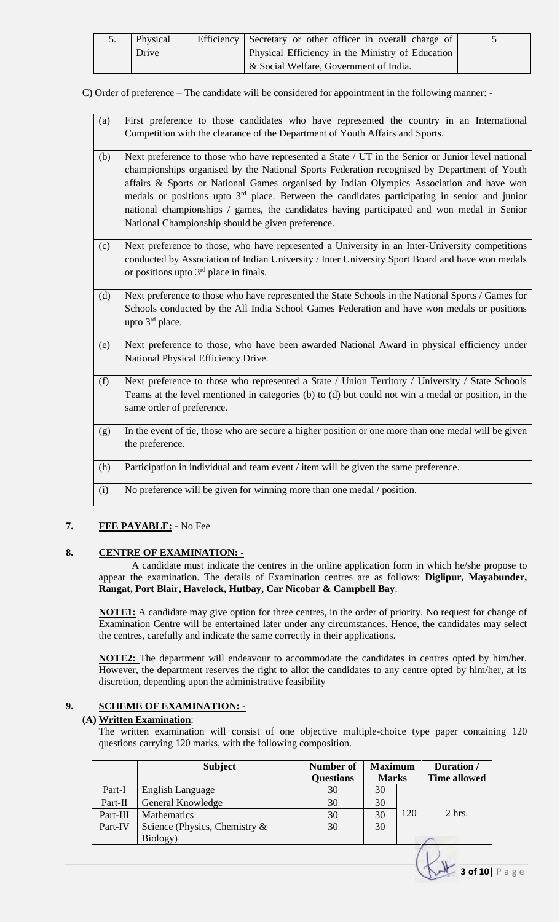| 5. | Physical Efficiency Drive | Secretary or other officer in overall charge of Physical Efficiency in the Ministry of Education & Social Welfare, Government of India. | 5 |
|---|---|---|---|

C) Order of preference – The candidate will be considered for appointment in the following manner: -

| | |
|---|---|
| (a) | First preference to those candidates who have represented the country in an International Competition with the clearance of the Department of Youth Affairs and Sports. |
| (b) | Next preference to those who have represented a State / UT in the Senior or Junior level national championships organised by the National Sports Federation recognised by Department of Youth affairs & Sports or National Games organised by Indian Olympics Association and have won medals or positions upto 3rd place. Between the candidates participating in senior and junior national championships / games, the candidates having participated and won medal in Senior National Championship should be given preference. |
| (c) | Next preference to those, who have represented a University in an Inter-University competitions conducted by Association of Indian University / Inter University Sport Board and have won medals or positions upto 3rd place in finals. |
| (d) | Next preference to those who have represented the State Schools in the National Sports / Games for Schools conducted by the All India School Games Federation and have won medals or positions upto 3rd place. |
| (e) | Next preference to those, who have been awarded National Award in physical efficiency under National Physical Efficiency Drive. |
| (f) | Next preference to those who represented a State / Union Territory / University / State Schools Teams at the level mentioned in categories (b) to (d) but could not win a medal or position, in the same order of preference. |
| (g) | In the event of tie, those who are secure a higher position or one more than one medal will be given the preference. |
| (h) | Participation in individual and team event / item will be given the same preference. |
| (i) | No preference will be given for winning more than one medal / position. |

**7. FEE PAYABLE: -** No Fee

**8. CENTRE OF EXAMINATION: -**

A candidate must indicate the centres in the online application form in which he/she propose to appear the examination. The details of Examination centres are as follows: **Diglipur, Mayabunder, Rangat, Port Blair, Havelock, Hutbay, Car Nicobar & Campbell Bay**.

**NOTE1:** A candidate may give option for three centres, in the order of priority. No request for change of Examination Centre will be entertained later under any circumstances. Hence, the candidates may select the centres, carefully and indicate the same correctly in their applications.

**NOTE2:** The department will endeavour to accommodate the candidates in centres opted by him/her. However, the department reserves the right to allot the candidates to any centre opted by him/her, at its discretion, depending upon the administrative feasibility

**9. SCHEME OF EXAMINATION: -**

**(A) Written Examination**:

The written examination will consist of one objective multiple-choice type paper containing 120 questions carrying 120 marks, with the following composition.

| | Subject | Number of Questions | Maximum Marks | | Duration / Time allowed |
|---|---|---|---|---|---|
| Part-I | English Language | 30 | 30 | 120 | 2 hrs. |
| Part-II | General Knowledge | 30 | 30 | | |
| Part-III | Mathematics | 30 | 30 | | |
| Part-IV | Science (Physics, Chemistry & Biology) | 30 | 30 | | |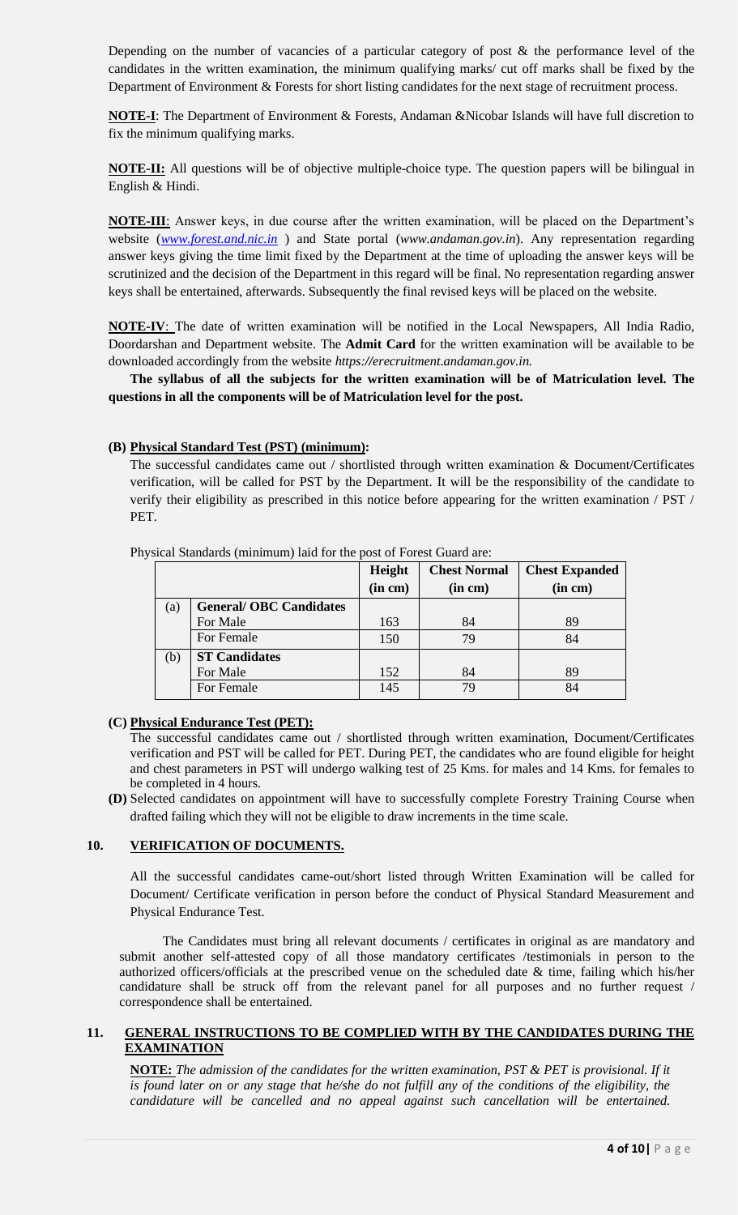Depending on the number of vacancies of a particular category of post & the performance level of the candidates in the written examination, the minimum qualifying marks/ cut off marks shall be fixed by the Department of Environment & Forests for short listing candidates for the next stage of recruitment process.

**NOTE-I**: The Department of Environment & Forests, Andaman &Nicobar Islands will have full discretion to fix the minimum qualifying marks.

**NOTE-II:** All questions will be of objective multiple-choice type. The question papers will be bilingual in English & Hindi.

**NOTE-III**: Answer keys, in due course after the written examination, will be placed on the Department's website (*www.forest.and.nic.in* ) and State portal (*www.andaman.gov.in*). Any representation regarding answer keys giving the time limit fixed by the Department at the time of uploading the answer keys will be scrutinized and the decision of the Department in this regard will be final. No representation regarding answer keys shall be entertained, afterwards. Subsequently the final revised keys will be placed on the website.

**NOTE-IV**: The date of written examination will be notified in the Local Newspapers, All India Radio, Doordarshan and Department website. The **Admit Card** for the written examination will be available to be downloaded accordingly from the website *https://erecruitment.andaman.gov.in.*

**The syllabus of all the subjects for the written examination will be of Matriculation level. The questions in all the components will be of Matriculation level for the post.**

**(B) Physical Standard Test (PST) (minimum):**

The successful candidates came out / shortlisted through written examination & Document/Certificates verification, will be called for PST by the Department. It will be the responsibility of the candidate to verify their eligibility as prescribed in this notice before appearing for the written examination / PST / PET.

Physical Standards (minimum) laid for the post of Forest Guard are:

| | | Height (in cm) | Chest Normal (in cm) | Chest Expanded (in cm) |
|---|---|---|---|---|
| (a) | **General/ OBC Candidates** | | | |
| | For Male | 163 | 84 | 89 |
| | For Female | 150 | 79 | 84 |
| (b) | **ST Candidates** | | | |
| | For Male | 152 | 84 | 89 |
| | For Female | 145 | 79 | 84 |

**(C) Physical Endurance Test (PET):**

The successful candidates came out / shortlisted through written examination, Document/Certificates verification and PST will be called for PET. During PET, the candidates who are found eligible for height and chest parameters in PST will undergo walking test of 25 Kms. for males and 14 Kms. for females to be completed in 4 hours.

**(D)** Selected candidates on appointment will have to successfully complete Forestry Training Course when drafted failing which they will not be eligible to draw increments in the time scale.

## 10. VERIFICATION OF DOCUMENTS.

All the successful candidates came-out/short listed through Written Examination will be called for Document/ Certificate verification in person before the conduct of Physical Standard Measurement and Physical Endurance Test.

The Candidates must bring all relevant documents / certificates in original as are mandatory and submit another self-attested copy of all those mandatory certificates /testimonials in person to the authorized officers/officials at the prescribed venue on the scheduled date & time, failing which his/her candidature shall be struck off from the relevant panel for all purposes and no further request / correspondence shall be entertained.

## 11. GENERAL INSTRUCTIONS TO BE COMPLIED WITH BY THE CANDIDATES DURING THE EXAMINATION

**NOTE:** *The admission of the candidates for the written examination, PST & PET is provisional. If it is found later on or any stage that he/she do not fulfill any of the conditions of the eligibility, the candidature will be cancelled and no appeal against such cancellation will be entertained.*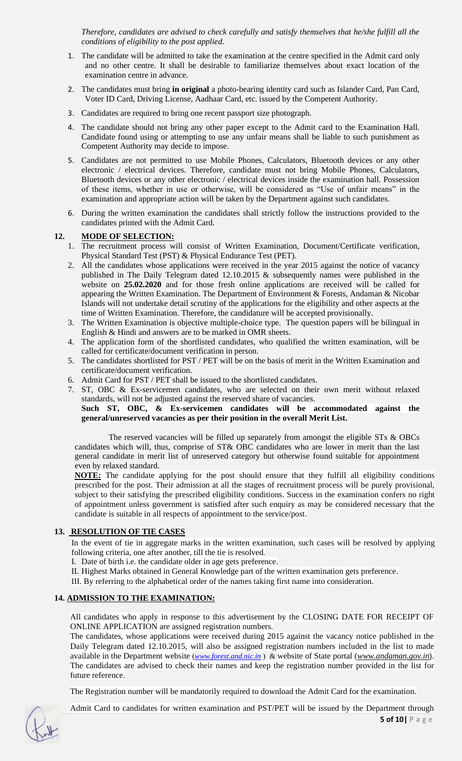*Therefore, candidates are advised to check carefully and satisfy themselves that he/she fulfill all the conditions of eligibility to the post applied.*

1. The candidate will be admitted to take the examination at the centre specified in the Admit card only and no other centre. It shall be desirable to familiarize themselves about exact location of the examination centre in advance.
2. The candidates must bring **in original** a photo-bearing identity card such as Islander Card, Pan Card, Voter ID Card, Driving License, Aadhaar Card, etc. issued by the Competent Authority.
3. Candidates are required to bring one recent passport size photograph.
4. The candidate should not bring any other paper except to the Admit card to the Examination Hall. Candidate found using or attempting to use any unfair means shall be liable to such punishment as Competent Authority may decide to impose.
5. Candidates are not permitted to use Mobile Phones, Calculators, Bluetooth devices or any other electronic / electrical devices. Therefore, candidate must not bring Mobile Phones, Calculators, Bluetooth devices or any other electronic / electrical devices inside the examination hall. Possession of these items, whether in use or otherwise, will be considered as "Use of unfair means" in the examination and appropriate action will be taken by the Department against such candidates.
6. During the written examination the candidates shall strictly follow the instructions provided to the candidates printed with the Admit Card.

## 12. MODE OF SELECTION:

1. The recruitment process will consist of Written Examination, Document/Certificate verification, Physical Standard Test (PST) & Physical Endurance Test (PET).
2. All the candidates whose applications were received in the year 2015 against the notice of vacancy published in The Daily Telegram dated 12.10.2015 & subsequently names were published in the website on **25.02.2020** and for those fresh online applications are received will be called for appearing the Written Examination. The Department of Environment & Forests, Andaman & Nicobar Islands will not undertake detail scrutiny of the applications for the eligibility and other aspects at the time of Written Examination. Therefore, the candidature will be accepted provisionally.
3. The Written Examination is objective multiple-choice type. The question papers will be bilingual in English & Hindi and answers are to be marked in OMR sheets.
4. The application form of the shortlisted candidates, who qualified the written examination, will be called for certificate/document verification in person.
5. The candidates shortlisted for PST / PET will be on the basis of merit in the Written Examination and certificate/document verification.
6. Admit Card for PST / PET shall be issued to the shortlisted candidates.
7. ST, OBC & Ex-servicemen candidates, who are selected on their own merit without relaxed standards, will not be adjusted against the reserved share of vacancies.
   **Such ST, OBC, & Ex-servicemen candidates will be accommodated against the general/unreserved vacancies as per their position in the overall Merit List.**

The reserved vacancies will be filled up separately from amongst the eligible STs & OBCs candidates which will, thus, comprise of ST& OBC candidates who are lower in merit than the last general candidate in merit list of unreserved category but otherwise found suitable for appointment even by relaxed standard.

**NOTE:** The candidate applying for the post should ensure that they fulfill all eligibility conditions prescribed for the post. Their admission at all the stages of recruitment process will be purely provisional, subject to their satisfying the prescribed eligibility conditions. Success in the examination confers no right of appointment unless government is satisfied after such enquiry as may be considered necessary that the candidate is suitable in all respects of appointment to the service/post.

## 13. RESOLUTION OF TIE CASES

In the event of tie in aggregate marks in the written examination, such cases will be resolved by applying following criteria, one after another, till the tie is resolved.

I. Date of birth i.e. the candidate older in age gets preference.

II. Highest Marks obtained in General Knowledge part of the written examination gets preference.

III. By referring to the alphabetical order of the names taking first name into consideration.

## 14. ADMISSION TO THE EXAMINATION:

All candidates who apply in response to this advertisement by the CLOSING DATE FOR RECEIPT OF ONLINE APPLICATION are assigned registration numbers.

The candidates, whose applications were received during 2015 against the vacancy notice published in the Daily Telegram dated 12.10.2015, will also be assigned registration numbers included in the list to made available in the Department website (*www.forest.and.nic.in*) & website of State portal (*www.andaman.gov.in*). The candidates are advised to check their names and keep the registration number provided in the list for future reference.

The Registration number will be mandatorily required to download the Admit Card for the examination.

Admit Card to candidates for written examination and PST/PET will be issued by the Department through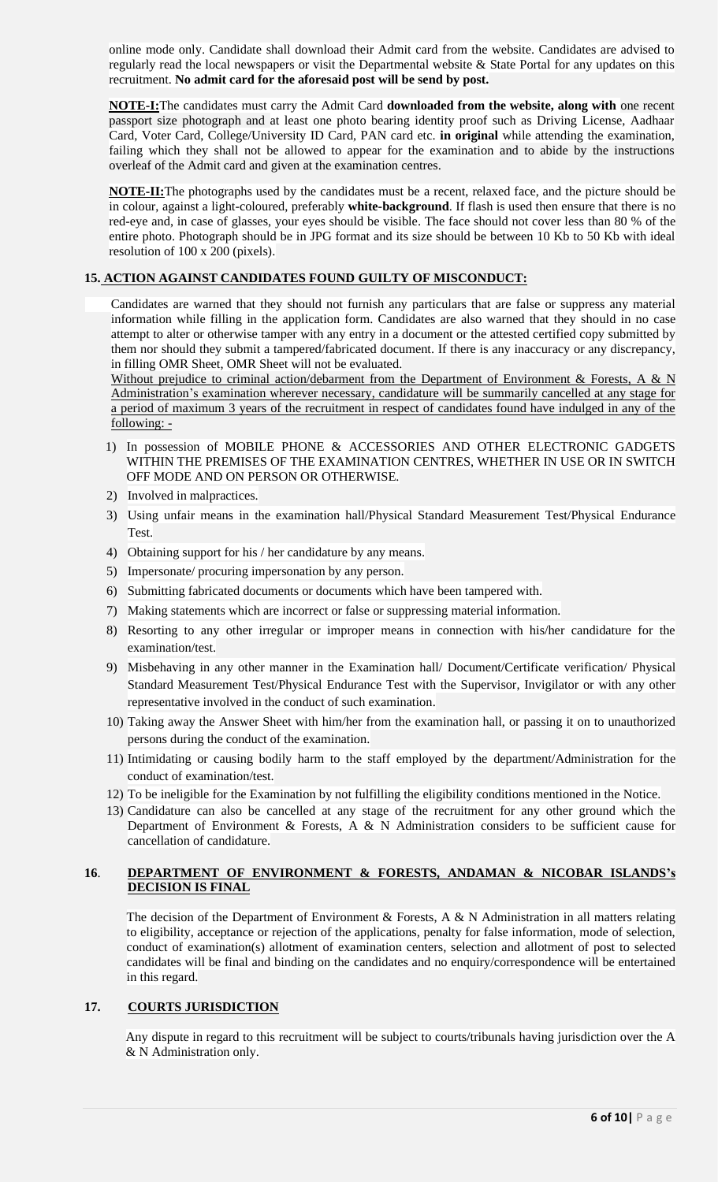online mode only. Candidate shall download their Admit card from the website. Candidates are advised to regularly read the local newspapers or visit the Departmental website & State Portal for any updates on this recruitment. **No admit card for the aforesaid post will be send by post.**

**NOTE-I:**The candidates must carry the Admit Card **downloaded from the website, along with** one recent passport size photograph and at least one photo bearing identity proof such as Driving License, Aadhaar Card, Voter Card, College/University ID Card, PAN card etc. **in original** while attending the examination, failing which they shall not be allowed to appear for the examination and to abide by the instructions overleaf of the Admit card and given at the examination centres.

**NOTE-II:**The photographs used by the candidates must be a recent, relaxed face, and the picture should be in colour, against a light-coloured, preferably **white-background**. If flash is used then ensure that there is no red-eye and, in case of glasses, your eyes should be visible. The face should not cover less than 80 % of the entire photo. Photograph should be in JPG format and its size should be between 10 Kb to 50 Kb with ideal resolution of 100 x 200 (pixels).

## 15. ACTION AGAINST CANDIDATES FOUND GUILTY OF MISCONDUCT:

Candidates are warned that they should not furnish any particulars that are false or suppress any material information while filling in the application form. Candidates are also warned that they should in no case attempt to alter or otherwise tamper with any entry in a document or the attested certified copy submitted by them nor should they submit a tampered/fabricated document. If there is any inaccuracy or any discrepancy, in filling OMR Sheet, OMR Sheet will not be evaluated.

Without prejudice to criminal action/debarment from the Department of Environment & Forests, A & N Administration's examination wherever necessary, candidature will be summarily cancelled at any stage for a period of maximum 3 years of the recruitment in respect of candidates found have indulged in any of the following: -

1) In possession of MOBILE PHONE & ACCESSORIES AND OTHER ELECTRONIC GADGETS WITHIN THE PREMISES OF THE EXAMINATION CENTRES, WHETHER IN USE OR IN SWITCH OFF MODE AND ON PERSON OR OTHERWISE.
2) Involved in malpractices.
3) Using unfair means in the examination hall/Physical Standard Measurement Test/Physical Endurance Test.
4) Obtaining support for his / her candidature by any means.
5) Impersonate/ procuring impersonation by any person.
6) Submitting fabricated documents or documents which have been tampered with.
7) Making statements which are incorrect or false or suppressing material information.
8) Resorting to any other irregular or improper means in connection with his/her candidature for the examination/test.
9) Misbehaving in any other manner in the Examination hall/ Document/Certificate verification/ Physical Standard Measurement Test/Physical Endurance Test with the Supervisor, Invigilator or with any other representative involved in the conduct of such examination.
10) Taking away the Answer Sheet with him/her from the examination hall, or passing it on to unauthorized persons during the conduct of the examination.
11) Intimidating or causing bodily harm to the staff employed by the department/Administration for the conduct of examination/test.
12) To be ineligible for the Examination by not fulfilling the eligibility conditions mentioned in the Notice.
13) Candidature can also be cancelled at any stage of the recruitment for any other ground which the Department of Environment & Forests, A & N Administration considers to be sufficient cause for cancellation of candidature.

## 16. DEPARTMENT OF ENVIRONMENT & FORESTS, ANDAMAN & NICOBAR ISLANDS's DECISION IS FINAL

The decision of the Department of Environment & Forests, A & N Administration in all matters relating to eligibility, acceptance or rejection of the applications, penalty for false information, mode of selection, conduct of examination(s) allotment of examination centers, selection and allotment of post to selected candidates will be final and binding on the candidates and no enquiry/correspondence will be entertained in this regard.

## 17. COURTS JURISDICTION

Any dispute in regard to this recruitment will be subject to courts/tribunals having jurisdiction over the A & N Administration only.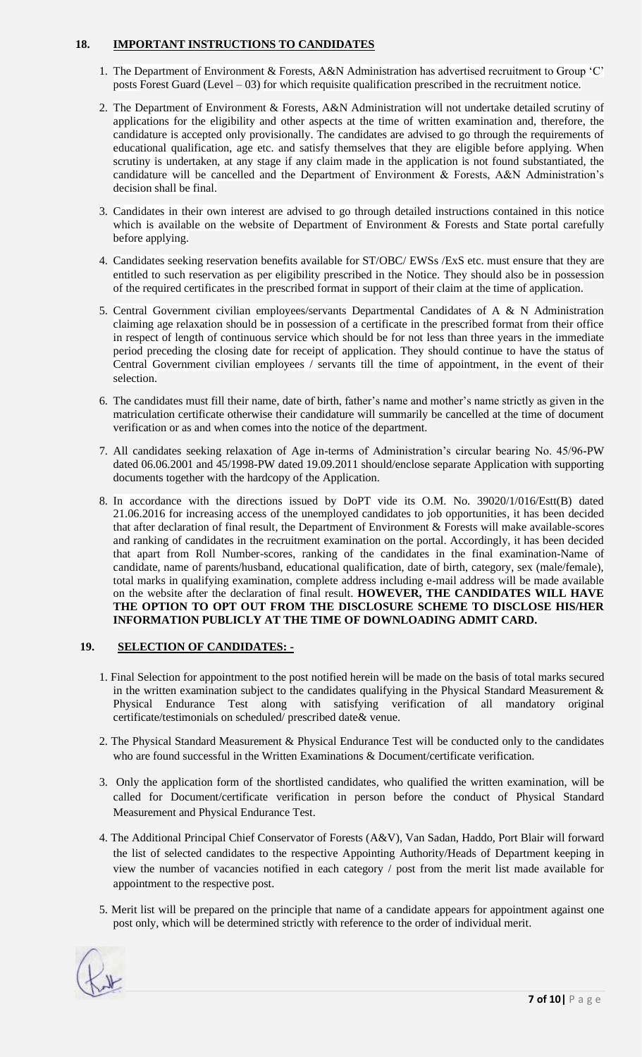## 18. IMPORTANT INSTRUCTIONS TO CANDIDATES

1. The Department of Environment & Forests, A&N Administration has advertised recruitment to Group 'C' posts Forest Guard (Level – 03) for which requisite qualification prescribed in the recruitment notice.

2. The Department of Environment & Forests, A&N Administration will not undertake detailed scrutiny of applications for the eligibility and other aspects at the time of written examination and, therefore, the candidature is accepted only provisionally. The candidates are advised to go through the requirements of educational qualification, age etc. and satisfy themselves that they are eligible before applying. When scrutiny is undertaken, at any stage if any claim made in the application is not found substantiated, the candidature will be cancelled and the Department of Environment & Forests, A&N Administration's decision shall be final.

3. Candidates in their own interest are advised to go through detailed instructions contained in this notice which is available on the website of Department of Environment & Forests and State portal carefully before applying.

4. Candidates seeking reservation benefits available for ST/OBC/ EWSs /ExS etc. must ensure that they are entitled to such reservation as per eligibility prescribed in the Notice. They should also be in possession of the required certificates in the prescribed format in support of their claim at the time of application.

5. Central Government civilian employees/servants Departmental Candidates of A & N Administration claiming age relaxation should be in possession of a certificate in the prescribed format from their office in respect of length of continuous service which should be for not less than three years in the immediate period preceding the closing date for receipt of application. They should continue to have the status of Central Government civilian employees / servants till the time of appointment, in the event of their selection.

6. The candidates must fill their name, date of birth, father's name and mother's name strictly as given in the matriculation certificate otherwise their candidature will summarily be cancelled at the time of document verification or as and when comes into the notice of the department.

7. All candidates seeking relaxation of Age in-terms of Administration's circular bearing No. 45/96-PW dated 06.06.2001 and 45/1998-PW dated 19.09.2011 should/enclose separate Application with supporting documents together with the hardcopy of the Application.

8. In accordance with the directions issued by DoPT vide its O.M. No. 39020/1/016/Estt(B) dated 21.06.2016 for increasing access of the unemployed candidates to job opportunities, it has been decided that after declaration of final result, the Department of Environment & Forests will make available-scores and ranking of candidates in the recruitment examination on the portal. Accordingly, it has been decided that apart from Roll Number-scores, ranking of the candidates in the final examination-Name of candidate, name of parents/husband, educational qualification, date of birth, category, sex (male/female), total marks in qualifying examination, complete address including e-mail address will be made available on the website after the declaration of final result. **HOWEVER, THE CANDIDATES WILL HAVE THE OPTION TO OPT OUT FROM THE DISCLOSURE SCHEME TO DISCLOSE HIS/HER INFORMATION PUBLICLY AT THE TIME OF DOWNLOADING ADMIT CARD.**

## 19. SELECTION OF CANDIDATES: -

1. Final Selection for appointment to the post notified herein will be made on the basis of total marks secured in the written examination subject to the candidates qualifying in the Physical Standard Measurement & Physical Endurance Test along with satisfying verification of all mandatory original certificate/testimonials on scheduled/ prescribed date& venue.

2. The Physical Standard Measurement & Physical Endurance Test will be conducted only to the candidates who are found successful in the Written Examinations & Document/certificate verification.

3. Only the application form of the shortlisted candidates, who qualified the written examination, will be called for Document/certificate verification in person before the conduct of Physical Standard Measurement and Physical Endurance Test.

4. The Additional Principal Chief Conservator of Forests (A&V), Van Sadan, Haddo, Port Blair will forward the list of selected candidates to the respective Appointing Authority/Heads of Department keeping in view the number of vacancies notified in each category / post from the merit list made available for appointment to the respective post.

5. Merit list will be prepared on the principle that name of a candidate appears for appointment against one post only, which will be determined strictly with reference to the order of individual merit.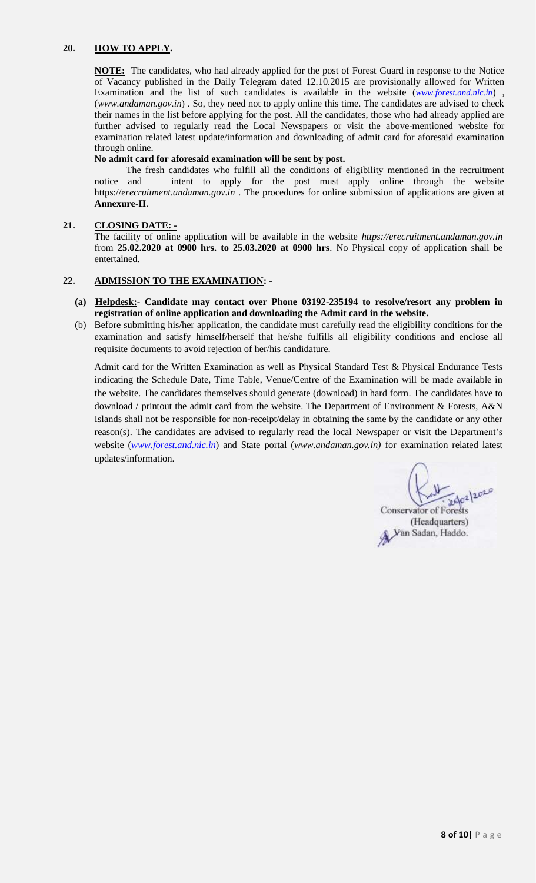**20. HOW TO APPLY.**

**NOTE:** The candidates, who had already applied for the post of Forest Guard in response to the Notice of Vacancy published in the Daily Telegram dated 12.10.2015 are provisionally allowed for Written Examination and the list of such candidates is available in the website (*www.forest.and.nic.in*) , (*www.andaman.gov.in*) . So, they need not to apply online this time. The candidates are advised to check their names in the list before applying for the post. All the candidates, those who had already applied are further advised to regularly read the Local Newspapers or visit the above-mentioned website for examination related latest update/information and downloading of admit card for aforesaid examination through online.

**No admit card for aforesaid examination will be sent by post.**

The fresh candidates who fulfill all the conditions of eligibility mentioned in the recruitment notice and intent to apply for the post must apply online through the website https://*erecruitment.andaman.gov.in* . The procedures for online submission of applications are given at **Annexure-II**.

**21. CLOSING DATE: -**

The facility of online application will be available in the website ***https://erecruitment.andaman.gov.in*** from **25.02.2020 at 0900 hrs. to 25.03.2020 at 0900 hrs**. No Physical copy of application shall be entertained.

**22. ADMISSION TO THE EXAMINATION: -**

**(a) Helpdesk:- Candidate may contact over Phone 03192-235194 to resolve/resort any problem in registration of online application and downloading the Admit card in the website.**

(b) Before submitting his/her application, the candidate must carefully read the eligibility conditions for the examination and satisfy himself/herself that he/she fulfills all eligibility conditions and enclose all requisite documents to avoid rejection of her/his candidature.

Admit card for the Written Examination as well as Physical Standard Test & Physical Endurance Tests indicating the Schedule Date, Time Table, Venue/Centre of the Examination will be made available in the website. The candidates themselves should generate (download) in hard form. The candidates have to download / printout the admit card from the website. The Department of Environment & Forests, A&N Islands shall not be responsible for non-receipt/delay in obtaining the same by the candidate or any other reason(s). The candidates are advised to regularly read the local Newspaper or visit the Department's website (*www.forest.and.nic.in*) and State portal (*www.andaman.gov.in)* for examination related latest updates/information.

Sd/- 25/02/2020
Conservator of Forests
(Headquarters)
Van Sadan, Haddo.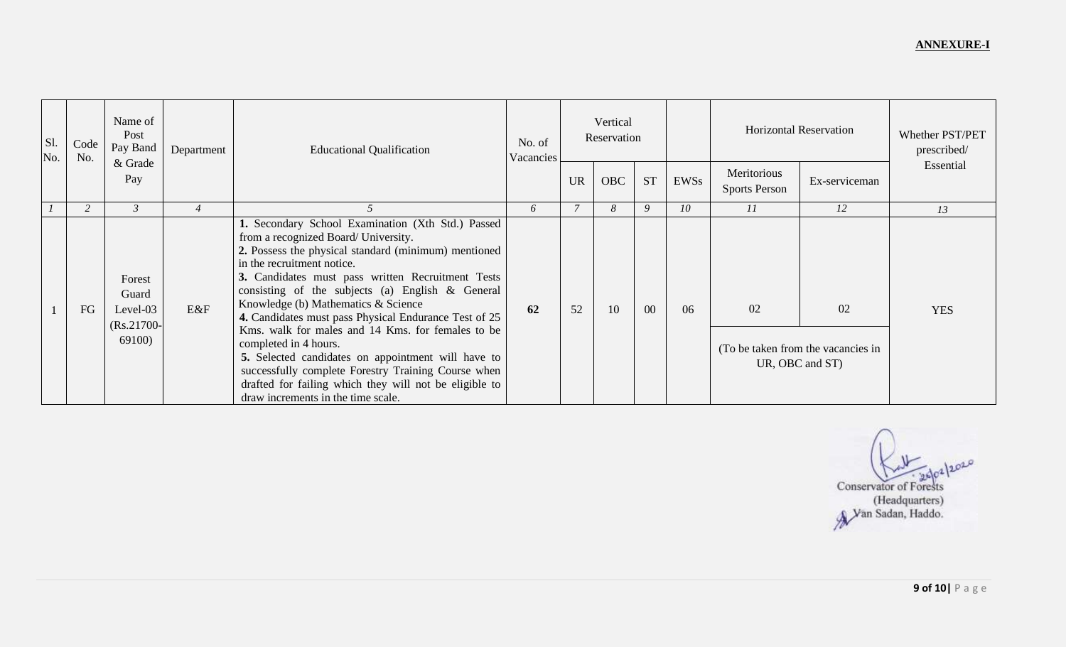**ANNEXURE-I**

| Sl. No. | Code No. | Name of Post Pay Band & Grade Pay | Department | Educational Qualification | No. of Vacancies | Vertical Reservation | | | | Horizontal Reservation | | Whether PST/PET prescribed/ Essential |
|---|---|---|---|---|---|---|---|---|---|---|---|---|
| | | | | | | UR | OBC | ST | EWSs | Meritorious Sports Person | Ex-serviceman | |
| *1* | *2* | *3* | *4* | *5* | *6* | *7* | *8* | *9* | *10* | *11* | *12* | *13* |
| 1 | FG | Forest Guard Level-03 (Rs.21700-69100) | E&F | **1.** Secondary School Examination (Xth Std.) Passed from a recognized Board/ University.<br>**2.** Possess the physical standard (minimum) mentioned in the recruitment notice.<br>**3.** Candidates must pass written Recruitment Tests consisting of the subjects (a) English & General Knowledge (b) Mathematics & Science<br>**4.** Candidates must pass Physical Endurance Test of 25 Kms. walk for males and 14 Kms. for females to be completed in 4 hours.<br>**5.** Selected candidates on appointment will have to successfully complete Forestry Training Course when drafted for failing which they will not be eligible to draw increments in the time scale. | **62** | 52 | 10 | 00 | 06 | 02<br>(To be taken from the vacancies in UR, OBC and ST) | 02 | YES |

25/02/2020
Conservator of Forests
(Headquarters)
Van Sadan, Haddo.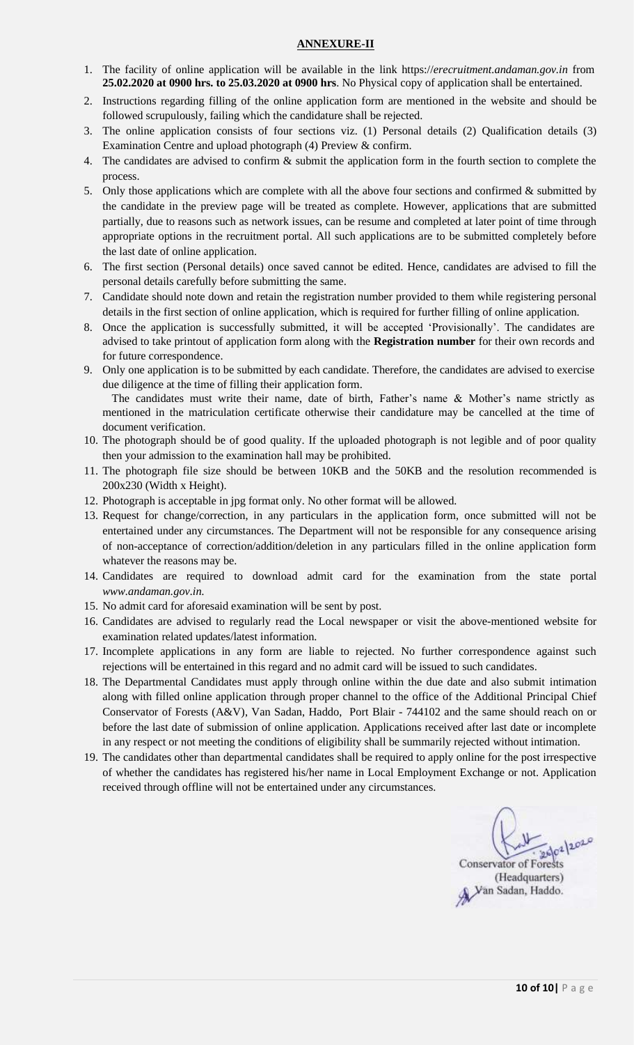## ANNEXURE-II

1. The facility of online application will be available in the link https://*erecruitment.andaman.gov.in* from **25.02.2020 at 0900 hrs. to 25.03.2020 at 0900 hrs**. No Physical copy of application shall be entertained.
2. Instructions regarding filling of the online application form are mentioned in the website and should be followed scrupulously, failing which the candidature shall be rejected.
3. The online application consists of four sections viz. (1) Personal details (2) Qualification details (3) Examination Centre and upload photograph (4) Preview & confirm.
4. The candidates are advised to confirm & submit the application form in the fourth section to complete the process.
5. Only those applications which are complete with all the above four sections and confirmed & submitted by the candidate in the preview page will be treated as complete. However, applications that are submitted partially, due to reasons such as network issues, can be resume and completed at later point of time through appropriate options in the recruitment portal. All such applications are to be submitted completely before the last date of online application.
6. The first section (Personal details) once saved cannot be edited. Hence, candidates are advised to fill the personal details carefully before submitting the same.
7. Candidate should note down and retain the registration number provided to them while registering personal details in the first section of online application, which is required for further filling of online application.
8. Once the application is successfully submitted, it will be accepted 'Provisionally'. The candidates are advised to take printout of application form along with the **Registration number** for their own records and for future correspondence.
9. Only one application is to be submitted by each candidate. Therefore, the candidates are advised to exercise due diligence at the time of filling their application form.
   The candidates must write their name, date of birth, Father's name & Mother's name strictly as mentioned in the matriculation certificate otherwise their candidature may be cancelled at the time of document verification.
10. The photograph should be of good quality. If the uploaded photograph is not legible and of poor quality then your admission to the examination hall may be prohibited.
11. The photograph file size should be between 10KB and the 50KB and the resolution recommended is 200x230 (Width x Height).
12. Photograph is acceptable in jpg format only. No other format will be allowed.
13. Request for change/correction, in any particulars in the application form, once submitted will not be entertained under any circumstances. The Department will not be responsible for any consequence arising of non-acceptance of correction/addition/deletion in any particulars filled in the online application form whatever the reasons may be.
14. Candidates are required to download admit card for the examination from the state portal *www.andaman.gov.in.*
15. No admit card for aforesaid examination will be sent by post.
16. Candidates are advised to regularly read the Local newspaper or visit the above-mentioned website for examination related updates/latest information.
17. Incomplete applications in any form are liable to rejected. No further correspondence against such rejections will be entertained in this regard and no admit card will be issued to such candidates.
18. The Departmental Candidates must apply through online within the due date and also submit intimation along with filled online application through proper channel to the office of the Additional Principal Chief Conservator of Forests (A&V), Van Sadan, Haddo, Port Blair - 744102 and the same should reach on or before the last date of submission of online application. Applications received after last date or incomplete in any respect or not meeting the conditions of eligibility shall be summarily rejected without intimation.
19. The candidates other than departmental candidates shall be required to apply online for the post irrespective of whether the candidates has registered his/her name in Local Employment Exchange or not. Application received through offline will not be entertained under any circumstances.

25/02/2020

Conservator of Forests
(Headquarters)
Van Sadan, Haddo.